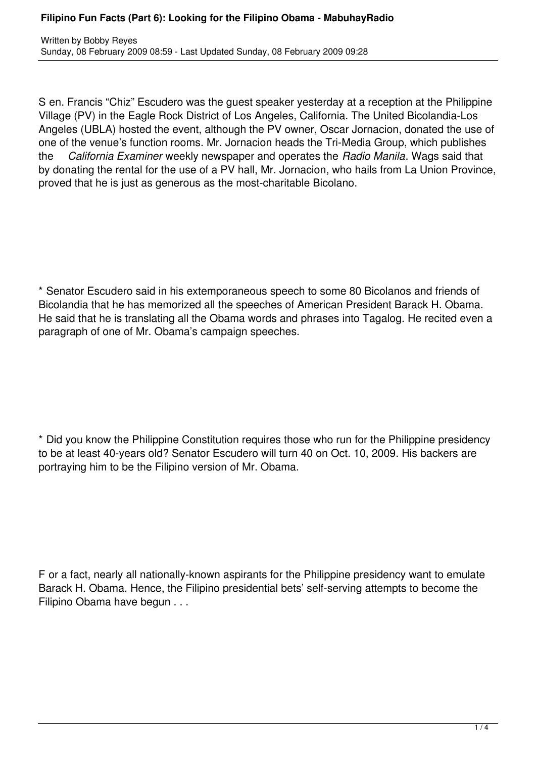# Filipino Fun Facts (Part 6): Looking for the Filipino Obama - MabuhayRadio

Written by Bobby Reyes
Sunday, 08 February 2009 08:59 - Last Updated Sunday, 08 February 2009 09:28

Sen. Francis "Chiz" Escudero was the guest speaker yesterday at a reception at the Philippine Village (PV) in the Eagle Rock District of Los Angeles, California. The United Bicolandia-Los Angeles (UBLA) hosted the event, although the PV owner, Oscar Jornacion, donated the use of one of the venue's function rooms. Mr. Jornacion heads the Tri-Media Group, which publishes the *California Examiner* weekly newspaper and operates the *Radio Manila*. Wags said that by donating the rental for the use of a PV hall, Mr. Jornacion, who hails from La Union Province, proved that he is just as generous as the most-charitable Bicolano.

* Senator Escudero said in his extemporaneous speech to some 80 Bicolanos and friends of Bicolandia that he has memorized all the speeches of American President Barack H. Obama. He said that he is translating all the Obama words and phrases into Tagalog. He recited even a paragraph of one of Mr. Obama's campaign speeches.

* Did you know the Philippine Constitution requires those who run for the Philippine presidency to be at least 40-years old? Senator Escudero will turn 40 on Oct. 10, 2009. His backers are portraying him to be the Filipino version of Mr. Obama.

For a fact, nearly all nationally-known aspirants for the Philippine presidency want to emulate Barack H. Obama. Hence, the Filipino presidential bets' self-serving attempts to become the Filipino Obama have begun . . .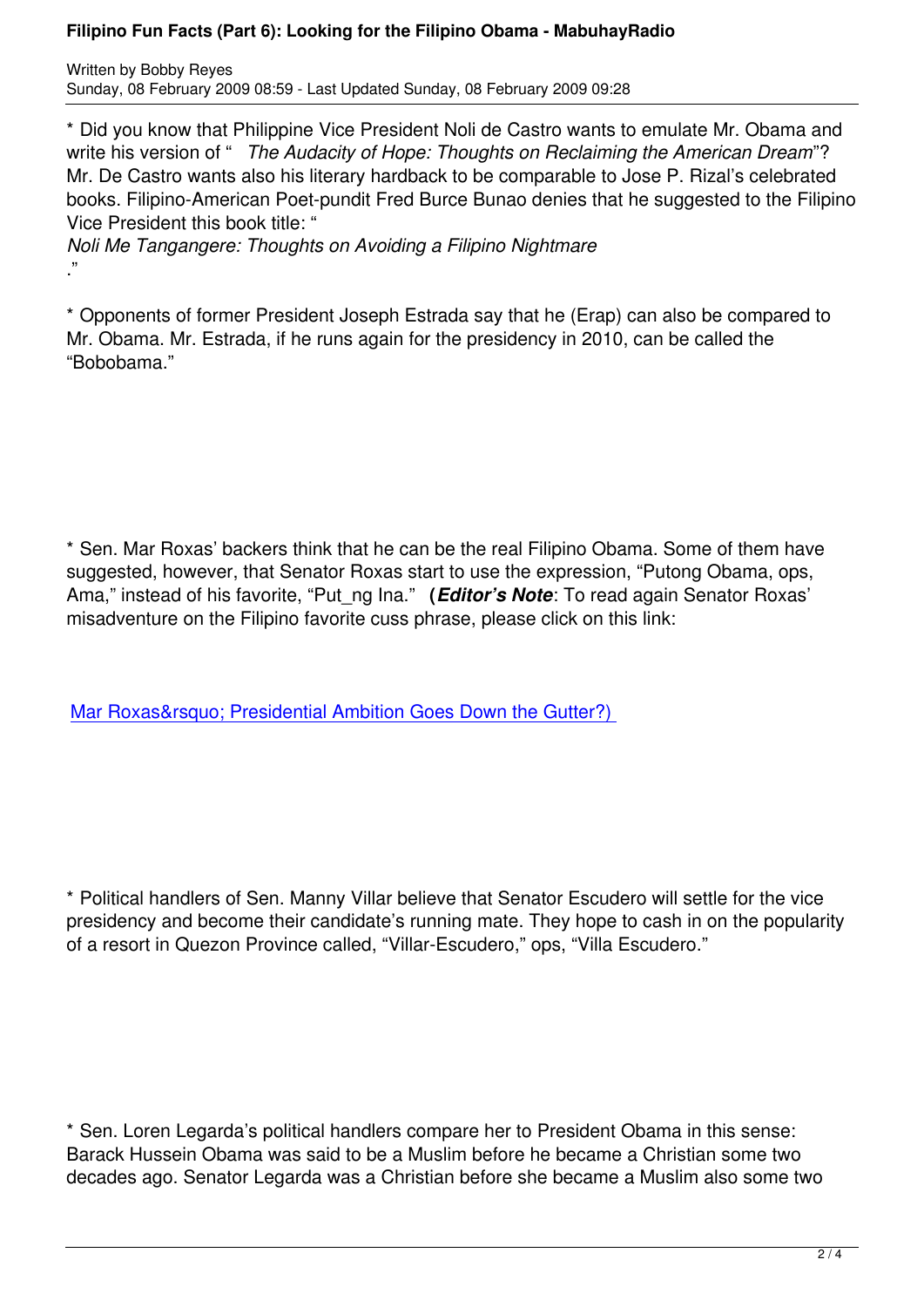* Did you know that Philippine Vice President Noli de Castro wants to emulate Mr. Obama and write his version of " *The Audacity of Hope: Thoughts on Reclaiming the American Dream*"? Mr. De Castro wants also his literary hardback to be comparable to Jose P. Rizal's celebrated books. Filipino-American Poet-pundit Fred Burce Bunao denies that he suggested to the Filipino Vice President this book title: "*Noli Me Tangangere: Thoughts on Avoiding a Filipino Nightmare*."

* Opponents of former President Joseph Estrada say that he (Erap) can also be compared to Mr. Obama. Mr. Estrada, if he runs again for the presidency in 2010, can be called the "Bobobama."

* Sen. Mar Roxas' backers think that he can be the real Filipino Obama. Some of them have suggested, however, that Senator Roxas start to use the expression, "Putong Obama, ops, Ama," instead of his favorite, "Put_ng Ina." **(*Editor's Note*:** To read again Senator Roxas' misadventure on the Filipino favorite cuss phrase, please click on this link:

Mar Roxas&rsquo; Presidential Ambition Goes Down the Gutter?)

* Political handlers of Sen. Manny Villar believe that Senator Escudero will settle for the vice presidency and become their candidate's running mate. They hope to cash in on the popularity of a resort in Quezon Province called, "Villar-Escudero," ops, "Villa Escudero."

* Sen. Loren Legarda's political handlers compare her to President Obama in this sense: Barack Hussein Obama was said to be a Muslim before he became a Christian some two decades ago. Senator Legarda was a Christian before she became a Muslim also some two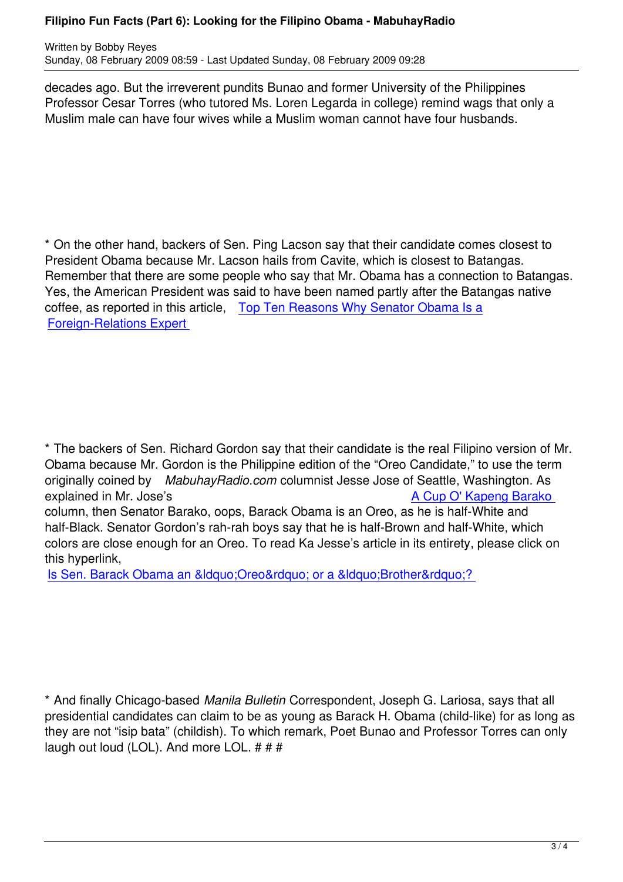decades ago. But the irreverent pundits Bunao and former University of the Philippines Professor Cesar Torres (who tutored Ms. Loren Legarda in college) remind wags that only a Muslim male can have four wives while a Muslim woman cannot have four husbands.

* On the other hand, backers of Sen. Ping Lacson say that their candidate comes closest to President Obama because Mr. Lacson hails from Cavite, which is closest to Batangas. Remember that there are some people who say that Mr. Obama has a connection to Batangas. Yes, the American President was said to have been named partly after the Batangas native coffee, as reported in this article, Top Ten Reasons Why Senator Obama Is a Foreign-Relations Expert

* The backers of Sen. Richard Gordon say that their candidate is the real Filipino version of Mr. Obama because Mr. Gordon is the Philippine edition of the "Oreo Candidate," to use the term originally coined by *MabuhayRadio.com* columnist Jesse Jose of Seattle, Washington. As explained in Mr. Jose's A Cup O' Kapeng Barako column, then Senator Barako, oops, Barack Obama is an Oreo, as he is half-White and half-Black. Senator Gordon's rah-rah boys say that he is half-Brown and half-White, which colors are close enough for an Oreo. To read Ka Jesse's article in its entirety, please click on this hyperlink,

Is Sen. Barack Obama an &ldquo;Oreo&rdquo; or a &ldquo;Brother&rdquo;?

* And finally Chicago-based *Manila Bulletin* Correspondent, Joseph G. Lariosa, says that all presidential candidates can claim to be as young as Barack H. Obama (child-like) for as long as they are not "isip bata" (childish). To which remark, Poet Bunao and Professor Torres can only laugh out loud (LOL). And more LOL. # # #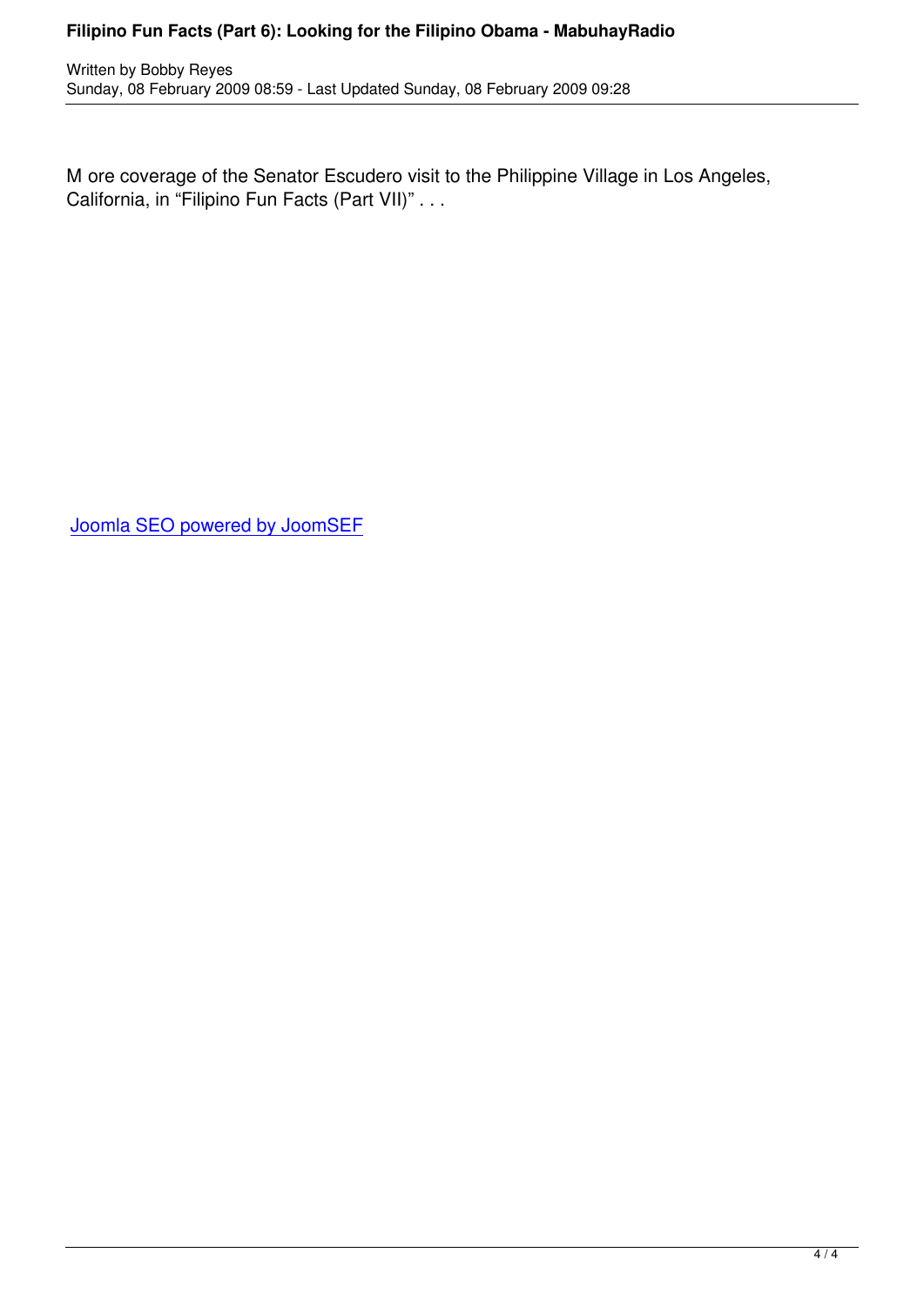M ore coverage of the Senator Escudero visit to the Philippine Village in Los Angeles, California, in “Filipino Fun Facts (Part VII)” . . .

Joomla SEO powered by JoomSEF